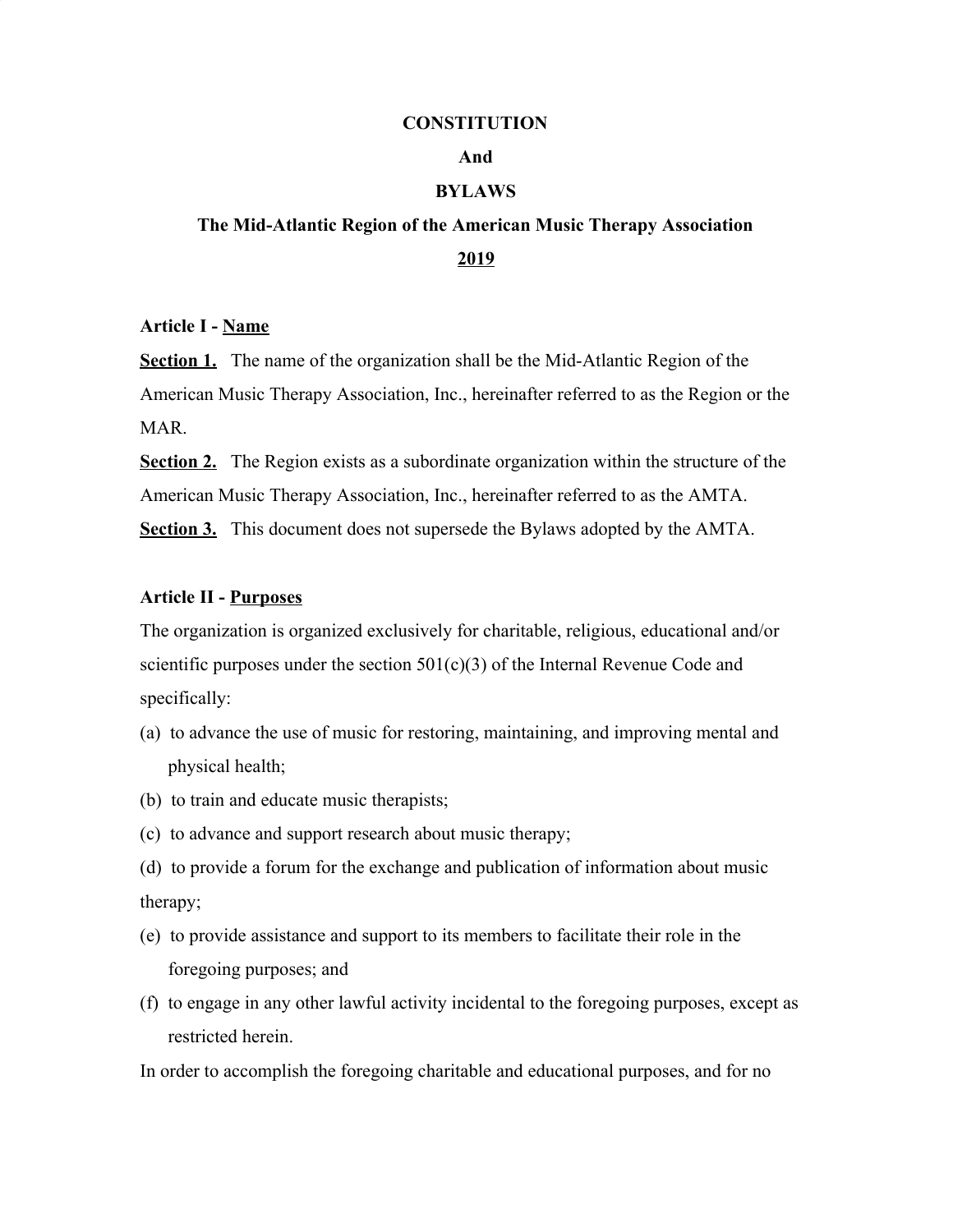# CONSTITUTION

# And

# BYLAWS

## The Mid-Atlantic Region of the American Music Therapy Association

## 2019

### Article I - Name

**Section 1.** The name of the organization shall be the Mid-Atlantic Region of the American Music Therapy Association, Inc., hereinafter referred to as the Region or the MAR.

**Section 2.** The Region exists as a subordinate organization within the structure of the American Music Therapy Association, Inc., hereinafter referred to as the AMTA.

**Section 3.** This document does not supersede the Bylaws adopted by the AMTA.

### Article II - Purposes

The organization is organized exclusively for charitable, religious, educational and/or scientific purposes under the section 501(c)(3) of the Internal Revenue Code and specifically:

(a) to advance the use of music for restoring, maintaining, and improving mental and physical health;

(b) to train and educate music therapists;

(c) to advance and support research about music therapy;

(d) to provide a forum for the exchange and publication of information about music therapy;

(e) to provide assistance and support to its members to facilitate their role in the foregoing purposes; and

(f) to engage in any other lawful activity incidental to the foregoing purposes, except as restricted herein.

In order to accomplish the foregoing charitable and educational purposes, and for no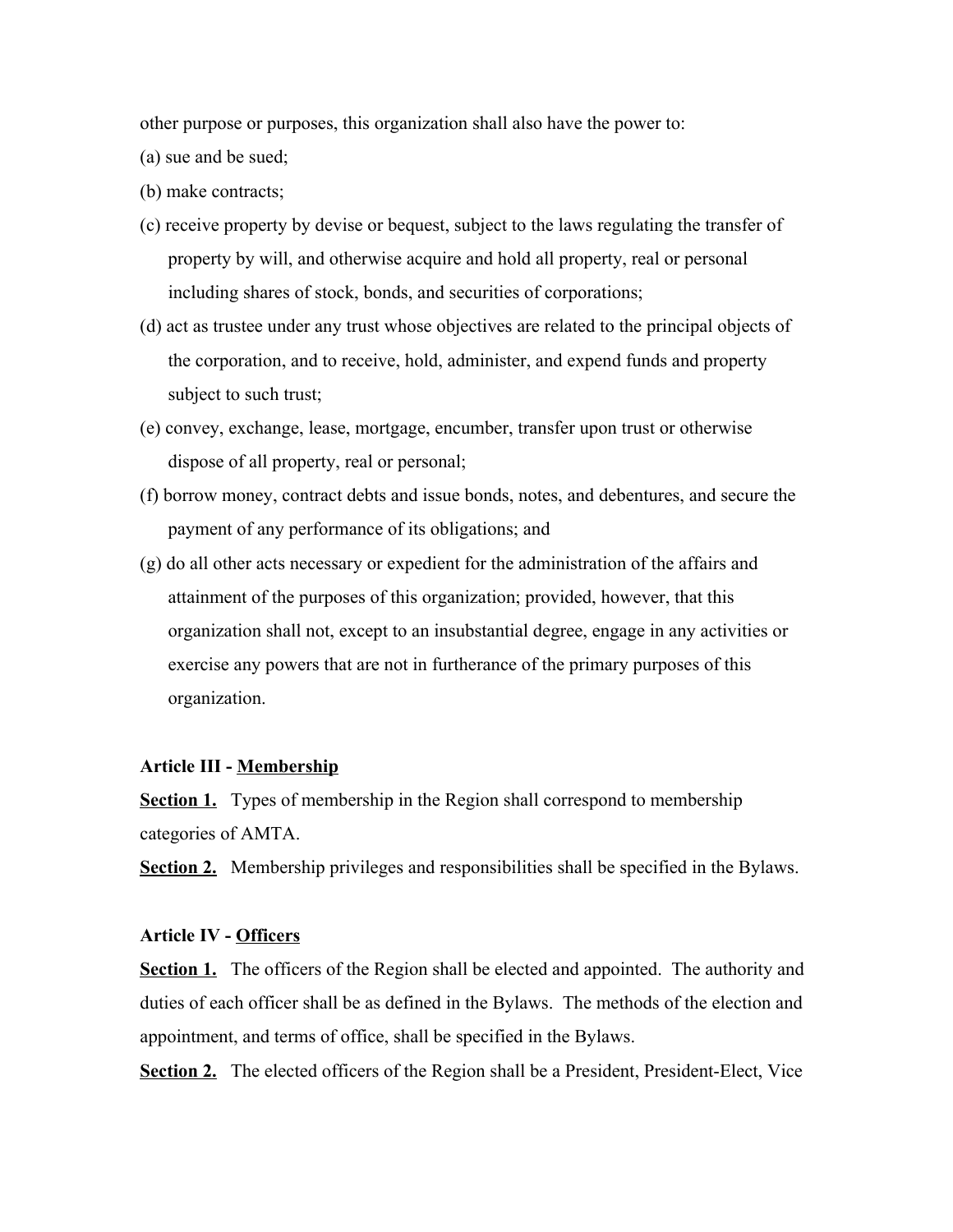other purpose or purposes, this organization shall also have the power to:

(a) sue and be sued;

(b) make contracts;

(c) receive property by devise or bequest, subject to the laws regulating the transfer of property by will, and otherwise acquire and hold all property, real or personal including shares of stock, bonds, and securities of corporations;

(d) act as trustee under any trust whose objectives are related to the principal objects of the corporation, and to receive, hold, administer, and expend funds and property subject to such trust;

(e) convey, exchange, lease, mortgage, encumber, transfer upon trust or otherwise dispose of all property, real or personal;

(f) borrow money, contract debts and issue bonds, notes, and debentures, and secure the payment of any performance of its obligations; and

(g) do all other acts necessary or expedient for the administration of the affairs and attainment of the purposes of this organization; provided, however, that this organization shall not, except to an insubstantial degree, engage in any activities or exercise any powers that are not in furtherance of the primary purposes of this organization.

**Article III - Membership**

**Section 1.** Types of membership in the Region shall correspond to membership categories of AMTA.

**Section 2.** Membership privileges and responsibilities shall be specified in the Bylaws.

**Article IV - Officers**

**Section 1.** The officers of the Region shall be elected and appointed. The authority and duties of each officer shall be as defined in the Bylaws. The methods of the election and appointment, and terms of office, shall be specified in the Bylaws.

**Section 2.** The elected officers of the Region shall be a President, President-Elect, Vice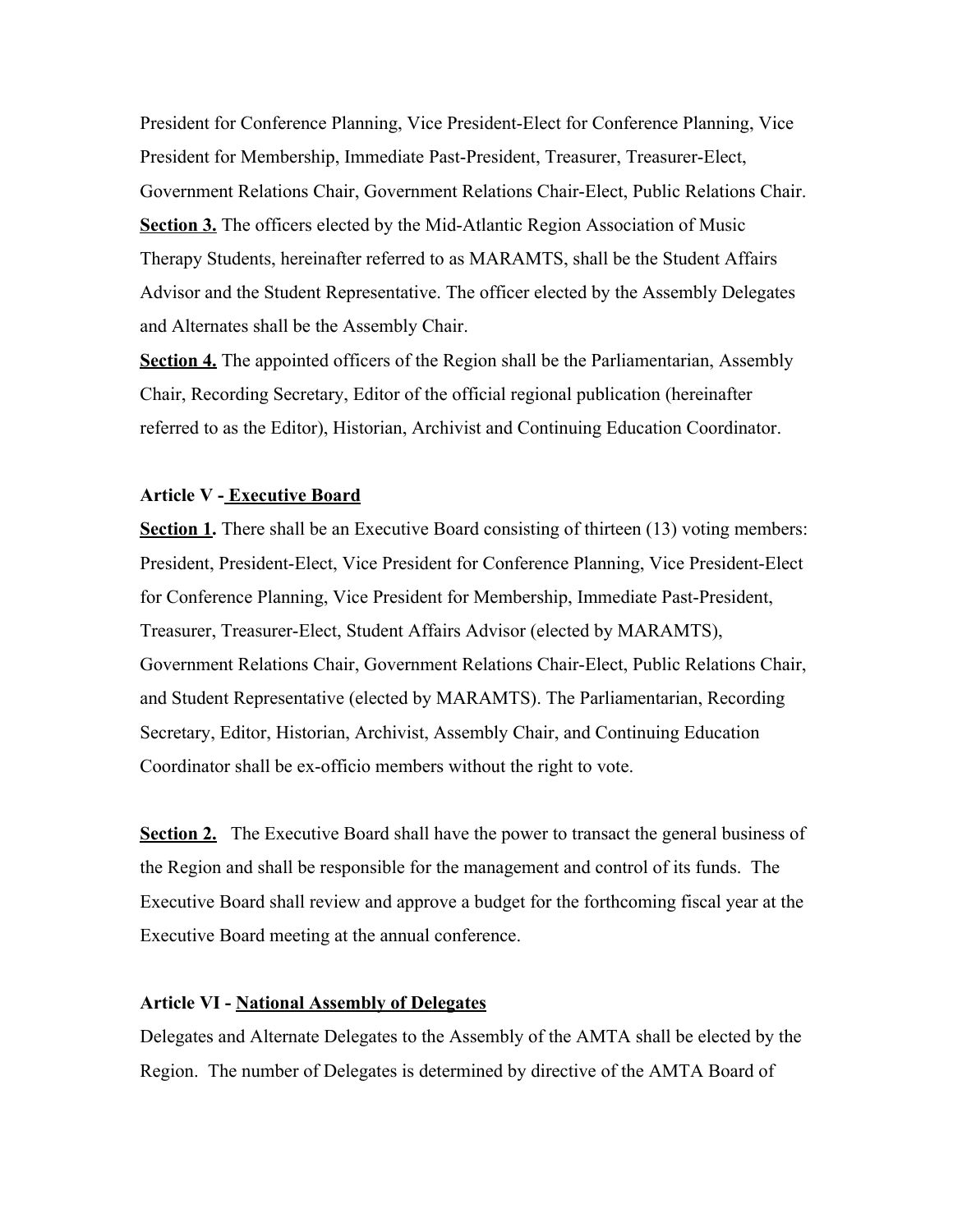President for Conference Planning, Vice President-Elect for Conference Planning, Vice President for Membership, Immediate Past-President, Treasurer, Treasurer-Elect, Government Relations Chair, Government Relations Chair-Elect, Public Relations Chair.

**Section 3.** The officers elected by the Mid-Atlantic Region Association of Music Therapy Students, hereinafter referred to as MARAMTS, shall be the Student Affairs Advisor and the Student Representative. The officer elected by the Assembly Delegates and Alternates shall be the Assembly Chair.

**Section 4.** The appointed officers of the Region shall be the Parliamentarian, Assembly Chair, Recording Secretary, Editor of the official regional publication (hereinafter referred to as the Editor), Historian, Archivist and Continuing Education Coordinator.

### Article V - Executive Board

**Section 1.** There shall be an Executive Board consisting of thirteen (13) voting members: President, President-Elect, Vice President for Conference Planning, Vice President-Elect for Conference Planning, Vice President for Membership, Immediate Past-President, Treasurer, Treasurer-Elect, Student Affairs Advisor (elected by MARAMTS), Government Relations Chair, Government Relations Chair-Elect, Public Relations Chair, and Student Representative (elected by MARAMTS). The Parliamentarian, Recording Secretary, Editor, Historian, Archivist, Assembly Chair, and Continuing Education Coordinator shall be ex-officio members without the right to vote.

**Section 2.** The Executive Board shall have the power to transact the general business of the Region and shall be responsible for the management and control of its funds. The Executive Board shall review and approve a budget for the forthcoming fiscal year at the Executive Board meeting at the annual conference.

### Article VI - National Assembly of Delegates

Delegates and Alternate Delegates to the Assembly of the AMTA shall be elected by the Region. The number of Delegates is determined by directive of the AMTA Board of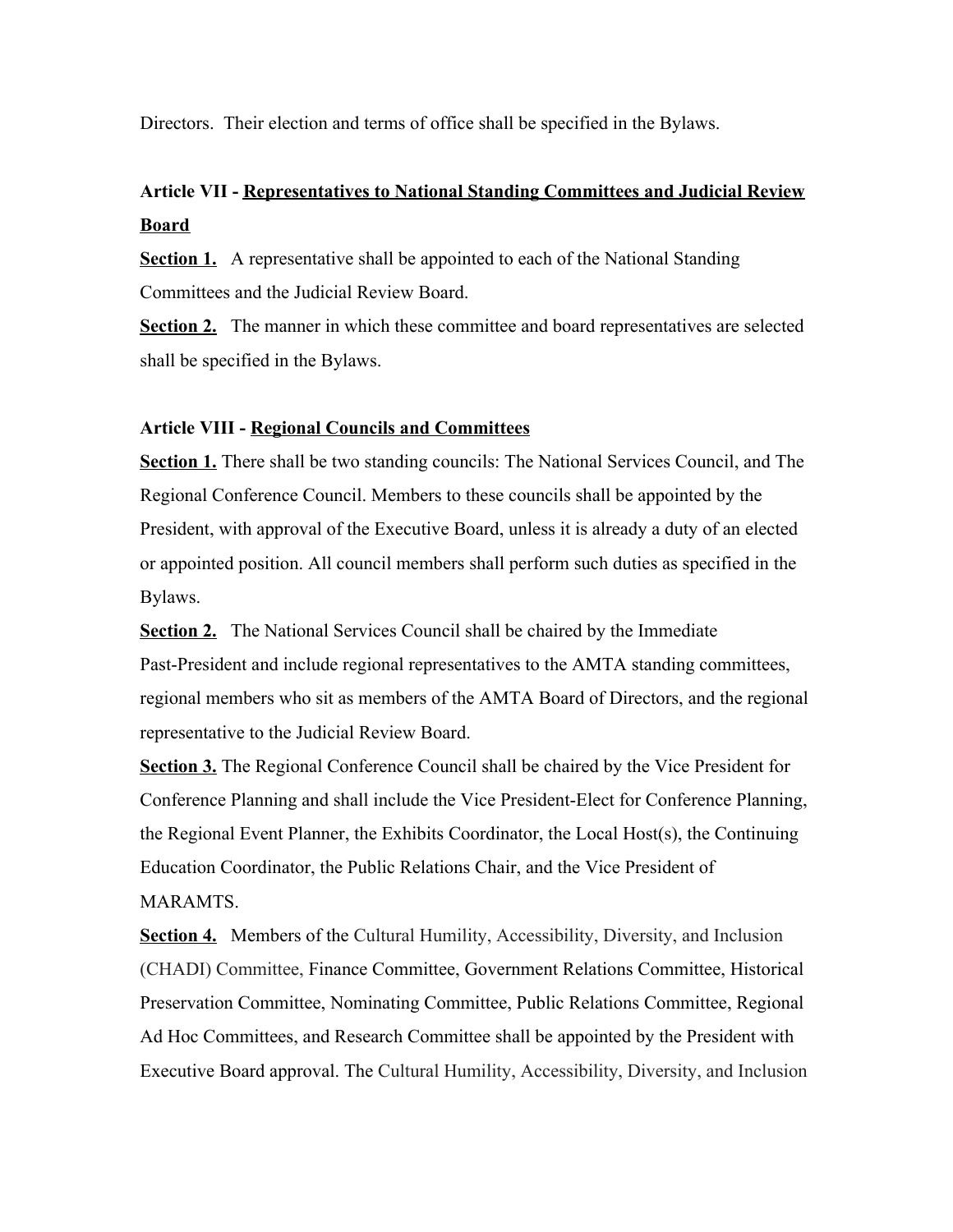Directors. Their election and terms of office shall be specified in the Bylaws.

**Article VII - Representatives to National Standing Committees and Judicial Review Board**

**Section 1.** A representative shall be appointed to each of the National Standing Committees and the Judicial Review Board.

**Section 2.** The manner in which these committee and board representatives are selected shall be specified in the Bylaws.

**Article VIII - Regional Councils and Committees**

**Section 1.** There shall be two standing councils: The National Services Council, and The Regional Conference Council. Members to these councils shall be appointed by the President, with approval of the Executive Board, unless it is already a duty of an elected or appointed position. All council members shall perform such duties as specified in the Bylaws.

**Section 2.** The National Services Council shall be chaired by the Immediate Past-President and include regional representatives to the AMTA standing committees, regional members who sit as members of the AMTA Board of Directors, and the regional representative to the Judicial Review Board.

**Section 3.** The Regional Conference Council shall be chaired by the Vice President for Conference Planning and shall include the Vice President-Elect for Conference Planning, the Regional Event Planner, the Exhibits Coordinator, the Local Host(s), the Continuing Education Coordinator, the Public Relations Chair, and the Vice President of MARAMTS.

**Section 4.** Members of the Cultural Humility, Accessibility, Diversity, and Inclusion (CHADI) Committee, Finance Committee, Government Relations Committee, Historical Preservation Committee, Nominating Committee, Public Relations Committee, Regional Ad Hoc Committees, and Research Committee shall be appointed by the President with Executive Board approval. The Cultural Humility, Accessibility, Diversity, and Inclusion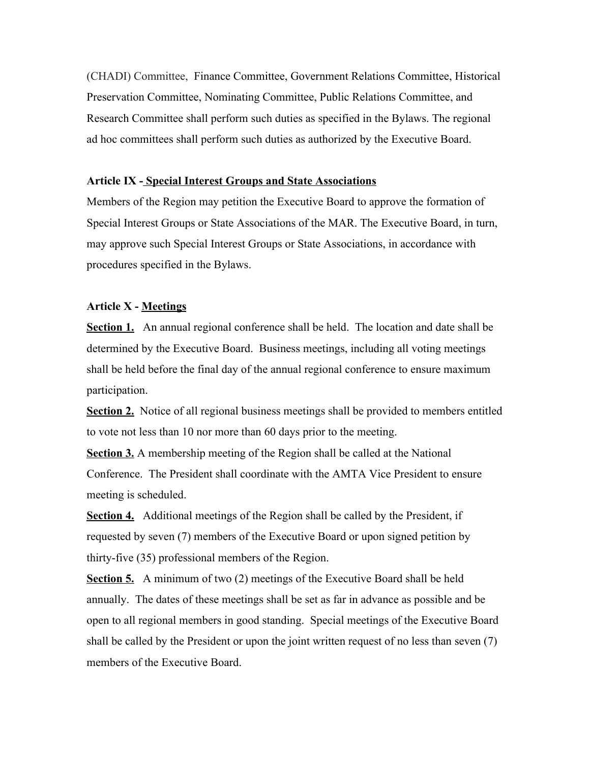(CHADI) Committee, Finance Committee, Government Relations Committee, Historical Preservation Committee, Nominating Committee, Public Relations Committee, and Research Committee shall perform such duties as specified in the Bylaws. The regional ad hoc committees shall perform such duties as authorized by the Executive Board.

**Article IX - Special Interest Groups and State Associations**

Members of the Region may petition the Executive Board to approve the formation of Special Interest Groups or State Associations of the MAR. The Executive Board, in turn, may approve such Special Interest Groups or State Associations, in accordance with procedures specified in the Bylaws.

**Article X - Meetings**

**Section 1.** An annual regional conference shall be held. The location and date shall be determined by the Executive Board. Business meetings, including all voting meetings shall be held before the final day of the annual regional conference to ensure maximum participation.

**Section 2.** Notice of all regional business meetings shall be provided to members entitled to vote not less than 10 nor more than 60 days prior to the meeting.

**Section 3.** A membership meeting of the Region shall be called at the National Conference. The President shall coordinate with the AMTA Vice President to ensure meeting is scheduled.

**Section 4.** Additional meetings of the Region shall be called by the President, if requested by seven (7) members of the Executive Board or upon signed petition by thirty-five (35) professional members of the Region.

**Section 5.** A minimum of two (2) meetings of the Executive Board shall be held annually. The dates of these meetings shall be set as far in advance as possible and be open to all regional members in good standing. Special meetings of the Executive Board shall be called by the President or upon the joint written request of no less than seven (7) members of the Executive Board.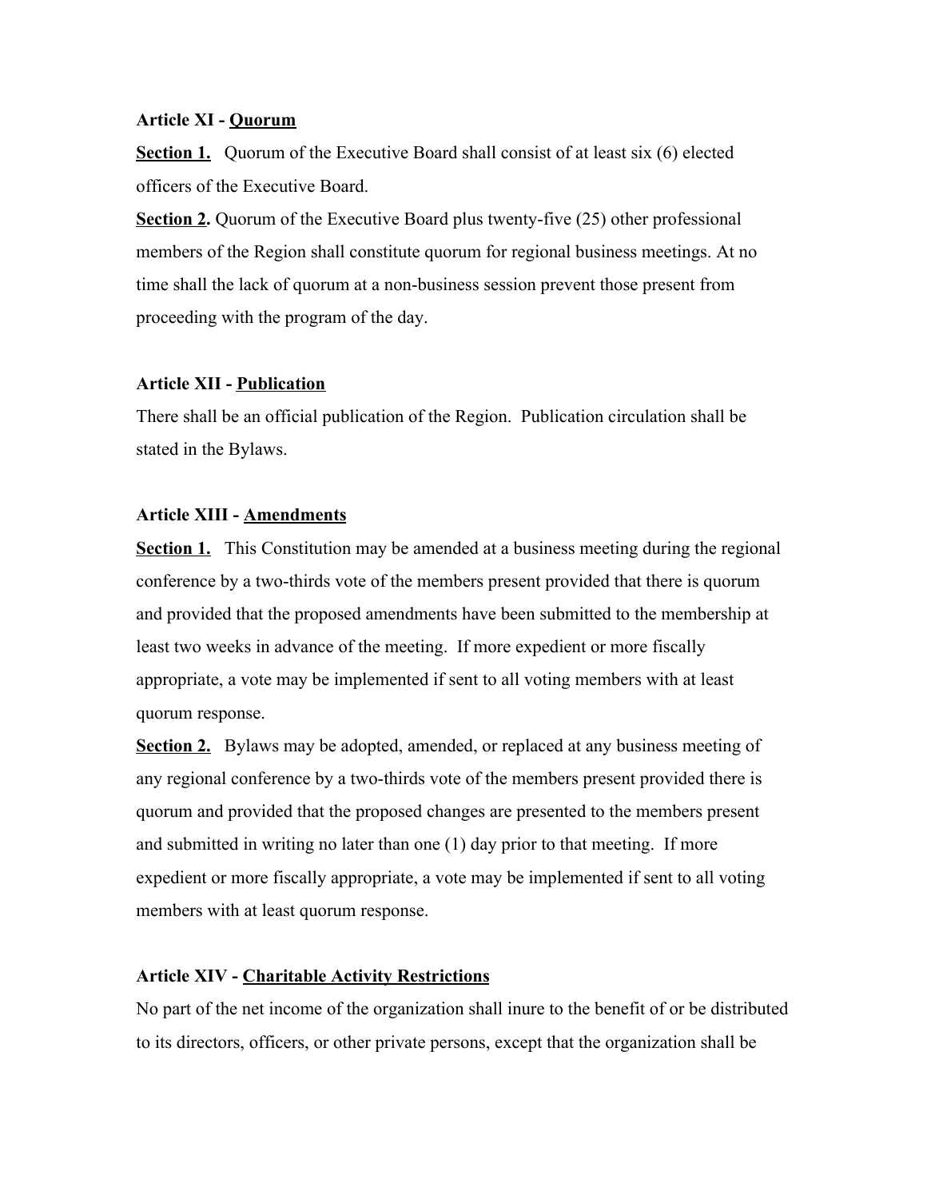**Article XI - Quorum**

**Section 1.** Quorum of the Executive Board shall consist of at least six (6) elected officers of the Executive Board.

**Section 2.** Quorum of the Executive Board plus twenty-five (25) other professional members of the Region shall constitute quorum for regional business meetings. At no time shall the lack of quorum at a non-business session prevent those present from proceeding with the program of the day.

**Article XII - Publication**

There shall be an official publication of the Region. Publication circulation shall be stated in the Bylaws.

**Article XIII - Amendments**

**Section 1.** This Constitution may be amended at a business meeting during the regional conference by a two-thirds vote of the members present provided that there is quorum and provided that the proposed amendments have been submitted to the membership at least two weeks in advance of the meeting. If more expedient or more fiscally appropriate, a vote may be implemented if sent to all voting members with at least quorum response.

**Section 2.** Bylaws may be adopted, amended, or replaced at any business meeting of any regional conference by a two-thirds vote of the members present provided there is quorum and provided that the proposed changes are presented to the members present and submitted in writing no later than one (1) day prior to that meeting. If more expedient or more fiscally appropriate, a vote may be implemented if sent to all voting members with at least quorum response.

**Article XIV - Charitable Activity Restrictions**

No part of the net income of the organization shall inure to the benefit of or be distributed to its directors, officers, or other private persons, except that the organization shall be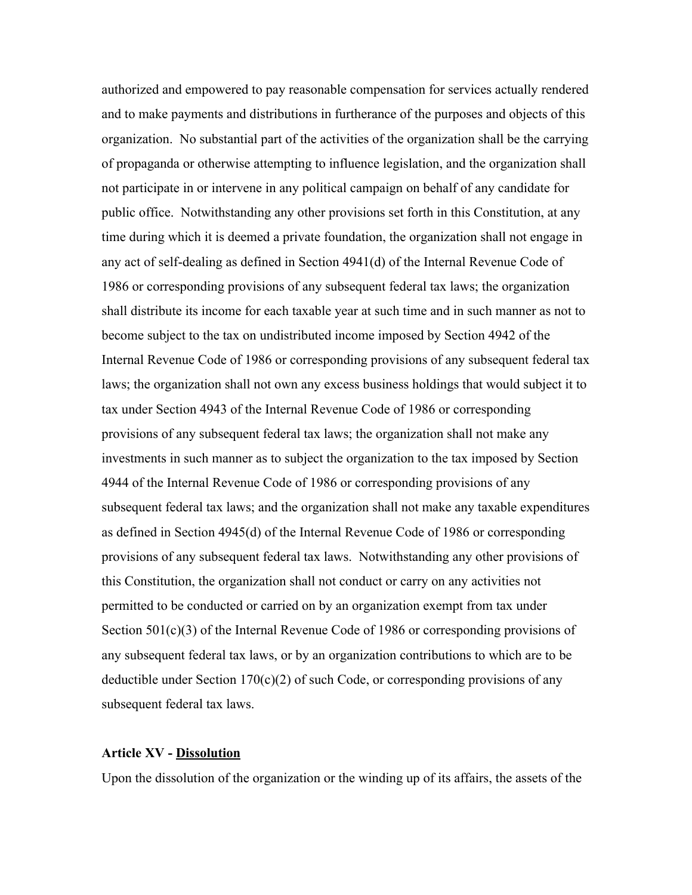authorized and empowered to pay reasonable compensation for services actually rendered and to make payments and distributions in furtherance of the purposes and objects of this organization. No substantial part of the activities of the organization shall be the carrying of propaganda or otherwise attempting to influence legislation, and the organization shall not participate in or intervene in any political campaign on behalf of any candidate for public office. Notwithstanding any other provisions set forth in this Constitution, at any time during which it is deemed a private foundation, the organization shall not engage in any act of self-dealing as defined in Section 4941(d) of the Internal Revenue Code of 1986 or corresponding provisions of any subsequent federal tax laws; the organization shall distribute its income for each taxable year at such time and in such manner as not to become subject to the tax on undistributed income imposed by Section 4942 of the Internal Revenue Code of 1986 or corresponding provisions of any subsequent federal tax laws; the organization shall not own any excess business holdings that would subject it to tax under Section 4943 of the Internal Revenue Code of 1986 or corresponding provisions of any subsequent federal tax laws; the organization shall not make any investments in such manner as to subject the organization to the tax imposed by Section 4944 of the Internal Revenue Code of 1986 or corresponding provisions of any subsequent federal tax laws; and the organization shall not make any taxable expenditures as defined in Section 4945(d) of the Internal Revenue Code of 1986 or corresponding provisions of any subsequent federal tax laws. Notwithstanding any other provisions of this Constitution, the organization shall not conduct or carry on any activities not permitted to be conducted or carried on by an organization exempt from tax under Section 501(c)(3) of the Internal Revenue Code of 1986 or corresponding provisions of any subsequent federal tax laws, or by an organization contributions to which are to be deductible under Section 170(c)(2) of such Code, or corresponding provisions of any subsequent federal tax laws.

**Article XV - <u>Dissolution</u>**

Upon the dissolution of the organization or the winding up of its affairs, the assets of the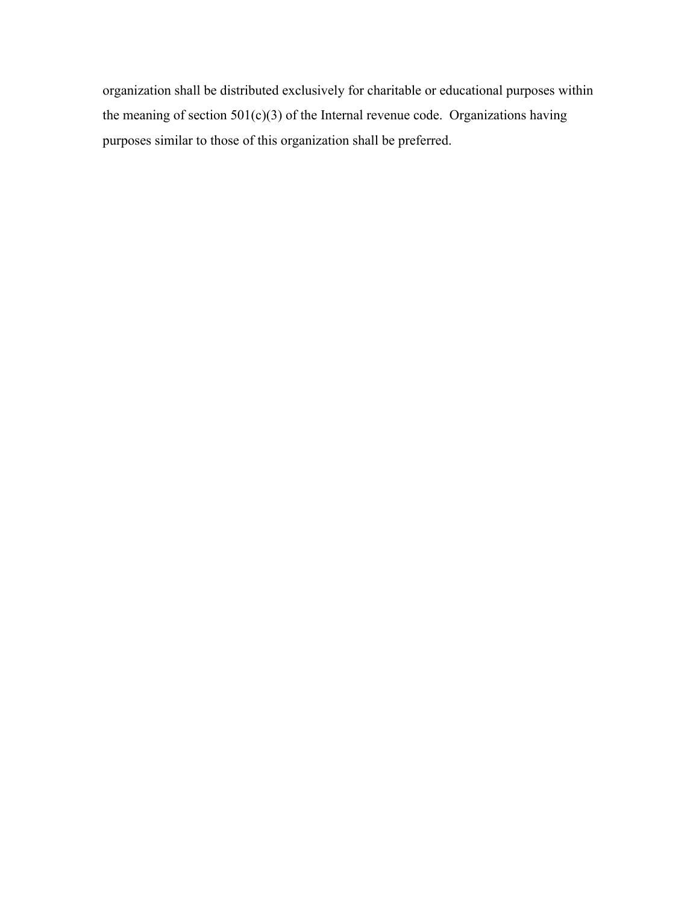organization shall be distributed exclusively for charitable or educational purposes within the meaning of section 501(c)(3) of the Internal revenue code. Organizations having purposes similar to those of this organization shall be preferred.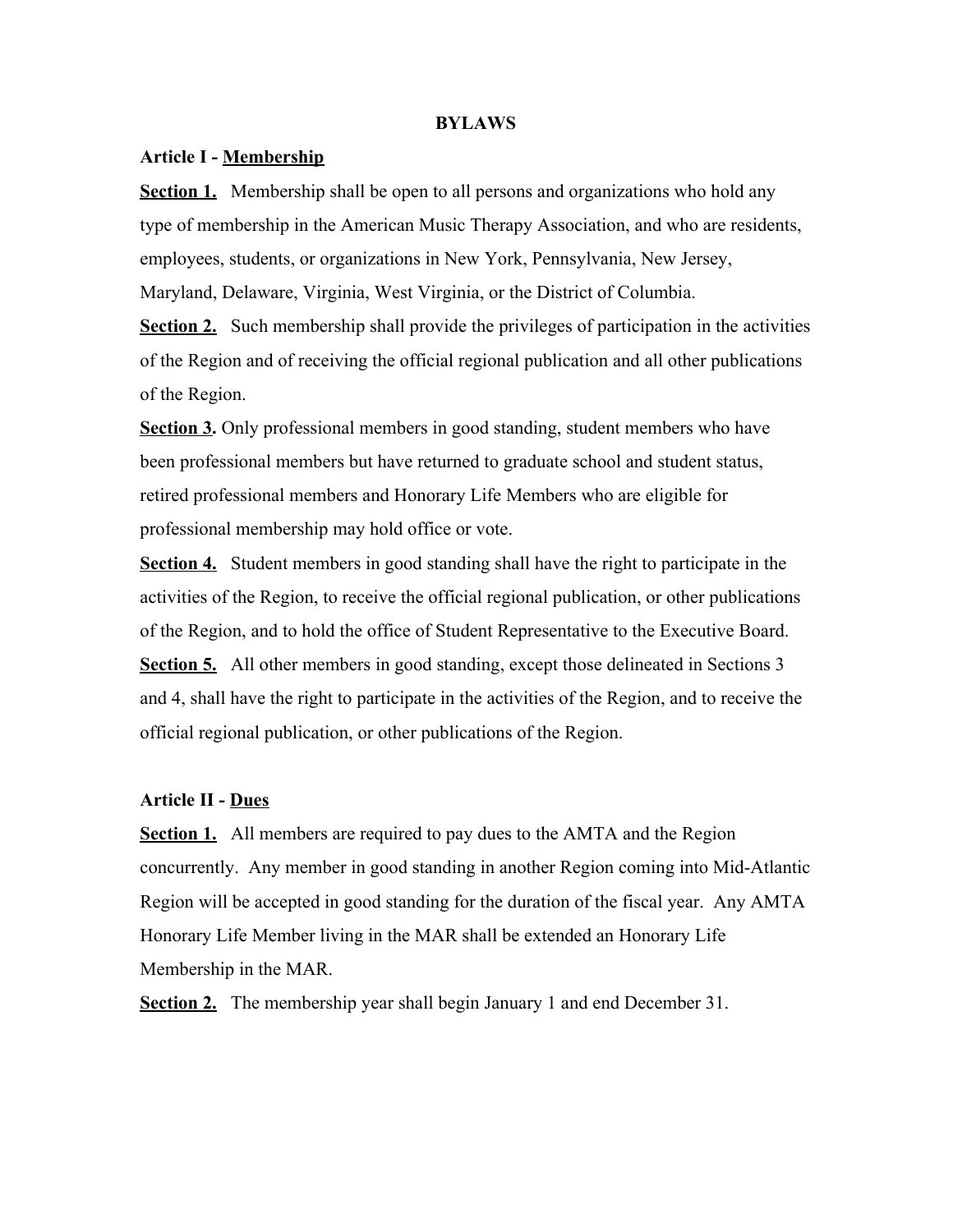# BYLAWS

## Article I - Membership

**Section 1.** Membership shall be open to all persons and organizations who hold any type of membership in the American Music Therapy Association, and who are residents, employees, students, or organizations in New York, Pennsylvania, New Jersey, Maryland, Delaware, Virginia, West Virginia, or the District of Columbia.

**Section 2.** Such membership shall provide the privileges of participation in the activities of the Region and of receiving the official regional publication and all other publications of the Region.

**Section 3.** Only professional members in good standing, student members who have been professional members but have returned to graduate school and student status, retired professional members and Honorary Life Members who are eligible for professional membership may hold office or vote.

**Section 4.** Student members in good standing shall have the right to participate in the activities of the Region, to receive the official regional publication, or other publications of the Region, and to hold the office of Student Representative to the Executive Board.

**Section 5.** All other members in good standing, except those delineated in Sections 3 and 4, shall have the right to participate in the activities of the Region, and to receive the official regional publication, or other publications of the Region.

## Article II - Dues

**Section 1.** All members are required to pay dues to the AMTA and the Region concurrently. Any member in good standing in another Region coming into Mid-Atlantic Region will be accepted in good standing for the duration of the fiscal year. Any AMTA Honorary Life Member living in the MAR shall be extended an Honorary Life Membership in the MAR.

**Section 2.** The membership year shall begin January 1 and end December 31.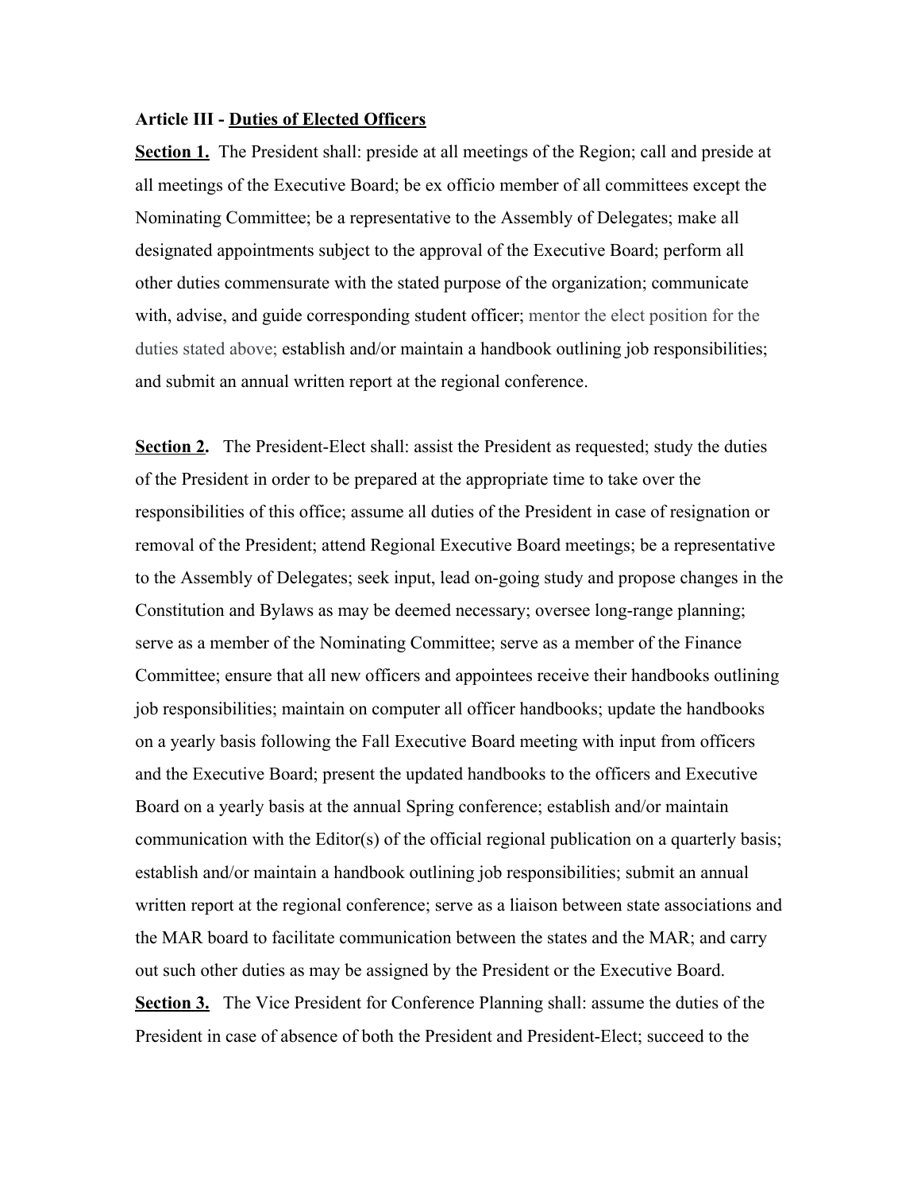**Article III - <u>Duties of Elected Officers</u>**

**<u>Section 1.</u>** The President shall: preside at all meetings of the Region; call and preside at all meetings of the Executive Board; be ex officio member of all committees except the Nominating Committee; be a representative to the Assembly of Delegates; make all designated appointments subject to the approval of the Executive Board; perform all other duties commensurate with the stated purpose of the organization; communicate with, advise, and guide corresponding student officer; mentor the elect position for the duties stated above; establish and/or maintain a handbook outlining job responsibilities; and submit an annual written report at the regional conference.

**<u>Section 2</u>.** The President-Elect shall: assist the President as requested; study the duties of the President in order to be prepared at the appropriate time to take over the responsibilities of this office; assume all duties of the President in case of resignation or removal of the President; attend Regional Executive Board meetings; be a representative to the Assembly of Delegates; seek input, lead on-going study and propose changes in the Constitution and Bylaws as may be deemed necessary; oversee long-range planning; serve as a member of the Nominating Committee; serve as a member of the Finance Committee; ensure that all new officers and appointees receive their handbooks outlining job responsibilities; maintain on computer all officer handbooks; update the handbooks on a yearly basis following the Fall Executive Board meeting with input from officers and the Executive Board; present the updated handbooks to the officers and Executive Board on a yearly basis at the annual Spring conference; establish and/or maintain communication with the Editor(s) of the official regional publication on a quarterly basis; establish and/or maintain a handbook outlining job responsibilities; submit an annual written report at the regional conference; serve as a liaison between state associations and the MAR board to facilitate communication between the states and the MAR; and carry out such other duties as may be assigned by the President or the Executive Board.

**<u>Section 3.</u>** The Vice President for Conference Planning shall: assume the duties of the President in case of absence of both the President and President-Elect; succeed to the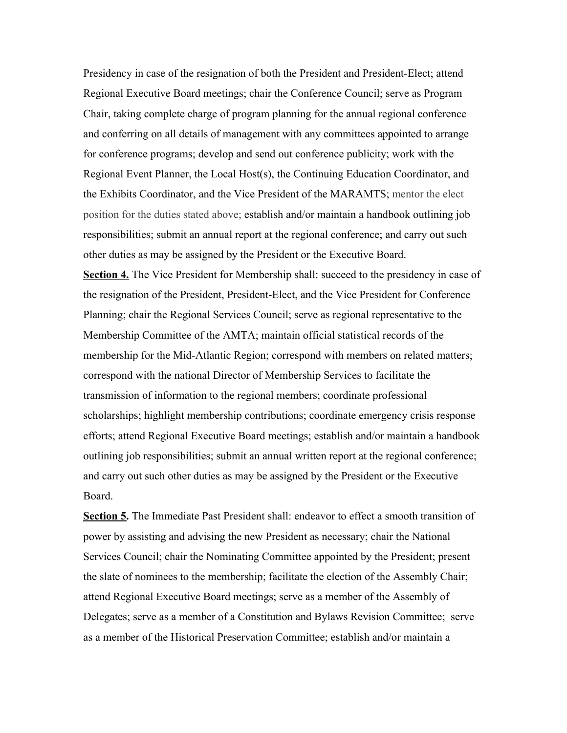Presidency in case of the resignation of both the President and President-Elect; attend Regional Executive Board meetings; chair the Conference Council; serve as Program Chair, taking complete charge of program planning for the annual regional conference and conferring on all details of management with any committees appointed to arrange for conference programs; develop and send out conference publicity; work with the Regional Event Planner, the Local Host(s), the Continuing Education Coordinator, and the Exhibits Coordinator, and the Vice President of the MARAMTS; mentor the elect position for the duties stated above; establish and/or maintain a handbook outlining job responsibilities; submit an annual report at the regional conference; and carry out such other duties as may be assigned by the President or the Executive Board.

**<u>Section 4.</u>** The Vice President for Membership shall: succeed to the presidency in case of the resignation of the President, President-Elect, and the Vice President for Conference Planning; chair the Regional Services Council; serve as regional representative to the Membership Committee of the AMTA; maintain official statistical records of the membership for the Mid-Atlantic Region; correspond with members on related matters; correspond with the national Director of Membership Services to facilitate the transmission of information to the regional members; coordinate professional scholarships; highlight membership contributions; coordinate emergency crisis response efforts; attend Regional Executive Board meetings; establish and/or maintain a handbook outlining job responsibilities; submit an annual written report at the regional conference; and carry out such other duties as may be assigned by the President or the Executive Board.

**<u>Section 5</u>.** The Immediate Past President shall: endeavor to effect a smooth transition of power by assisting and advising the new President as necessary; chair the National Services Council; chair the Nominating Committee appointed by the President; present the slate of nominees to the membership; facilitate the election of the Assembly Chair; attend Regional Executive Board meetings; serve as a member of the Assembly of Delegates; serve as a member of a Constitution and Bylaws Revision Committee; serve as a member of the Historical Preservation Committee; establish and/or maintain a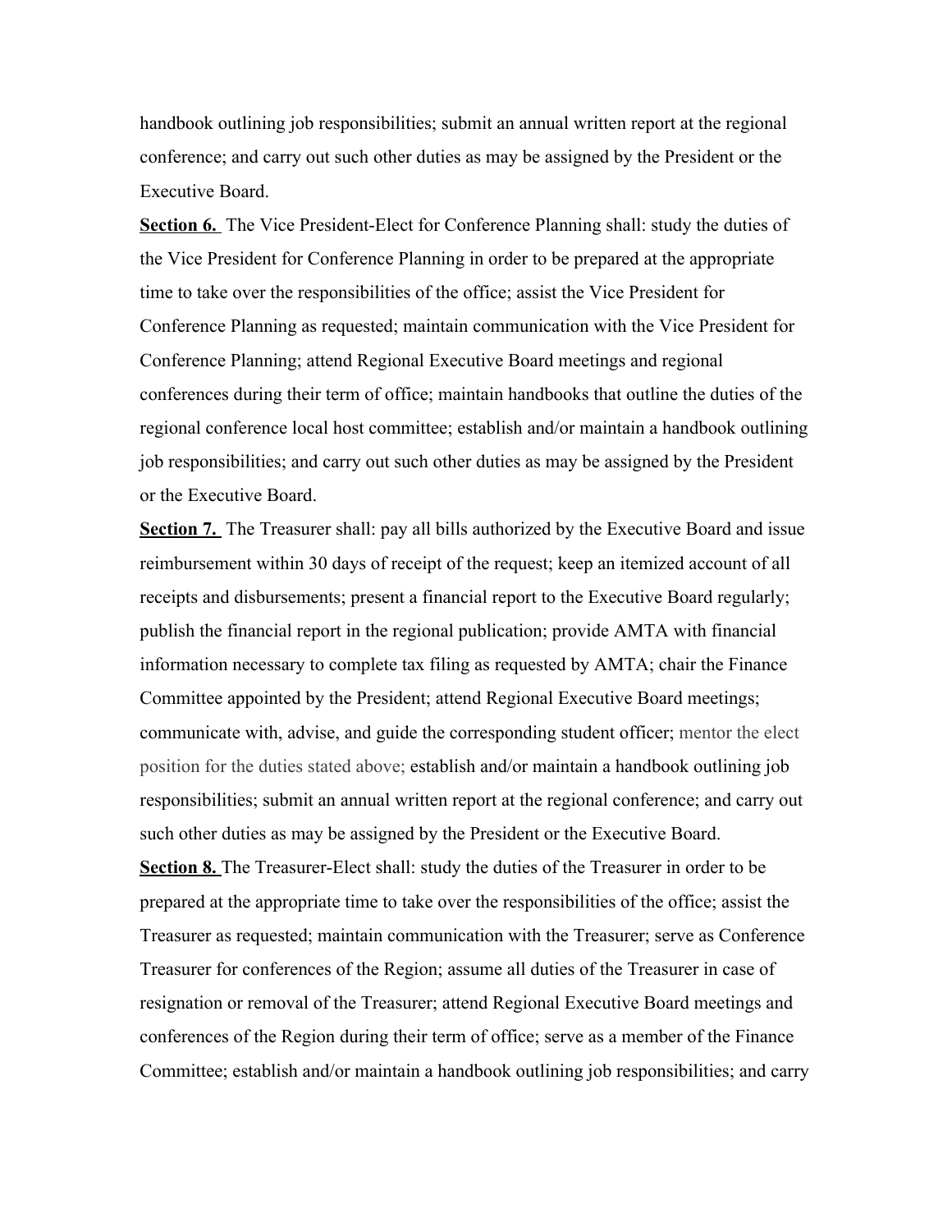handbook outlining job responsibilities; submit an annual written report at the regional conference; and carry out such other duties as may be assigned by the President or the Executive Board.

**Section 6.** The Vice President-Elect for Conference Planning shall: study the duties of the Vice President for Conference Planning in order to be prepared at the appropriate time to take over the responsibilities of the office; assist the Vice President for Conference Planning as requested; maintain communication with the Vice President for Conference Planning; attend Regional Executive Board meetings and regional conferences during their term of office; maintain handbooks that outline the duties of the regional conference local host committee; establish and/or maintain a handbook outlining job responsibilities; and carry out such other duties as may be assigned by the President or the Executive Board.

**Section 7.** The Treasurer shall: pay all bills authorized by the Executive Board and issue reimbursement within 30 days of receipt of the request; keep an itemized account of all receipts and disbursements; present a financial report to the Executive Board regularly; publish the financial report in the regional publication; provide AMTA with financial information necessary to complete tax filing as requested by AMTA; chair the Finance Committee appointed by the President; attend Regional Executive Board meetings; communicate with, advise, and guide the corresponding student officer; mentor the elect position for the duties stated above; establish and/or maintain a handbook outlining job responsibilities; submit an annual written report at the regional conference; and carry out such other duties as may be assigned by the President or the Executive Board.

**Section 8.** The Treasurer-Elect shall: study the duties of the Treasurer in order to be prepared at the appropriate time to take over the responsibilities of the office; assist the Treasurer as requested; maintain communication with the Treasurer; serve as Conference Treasurer for conferences of the Region; assume all duties of the Treasurer in case of resignation or removal of the Treasurer; attend Regional Executive Board meetings and conferences of the Region during their term of office; serve as a member of the Finance Committee; establish and/or maintain a handbook outlining job responsibilities; and carry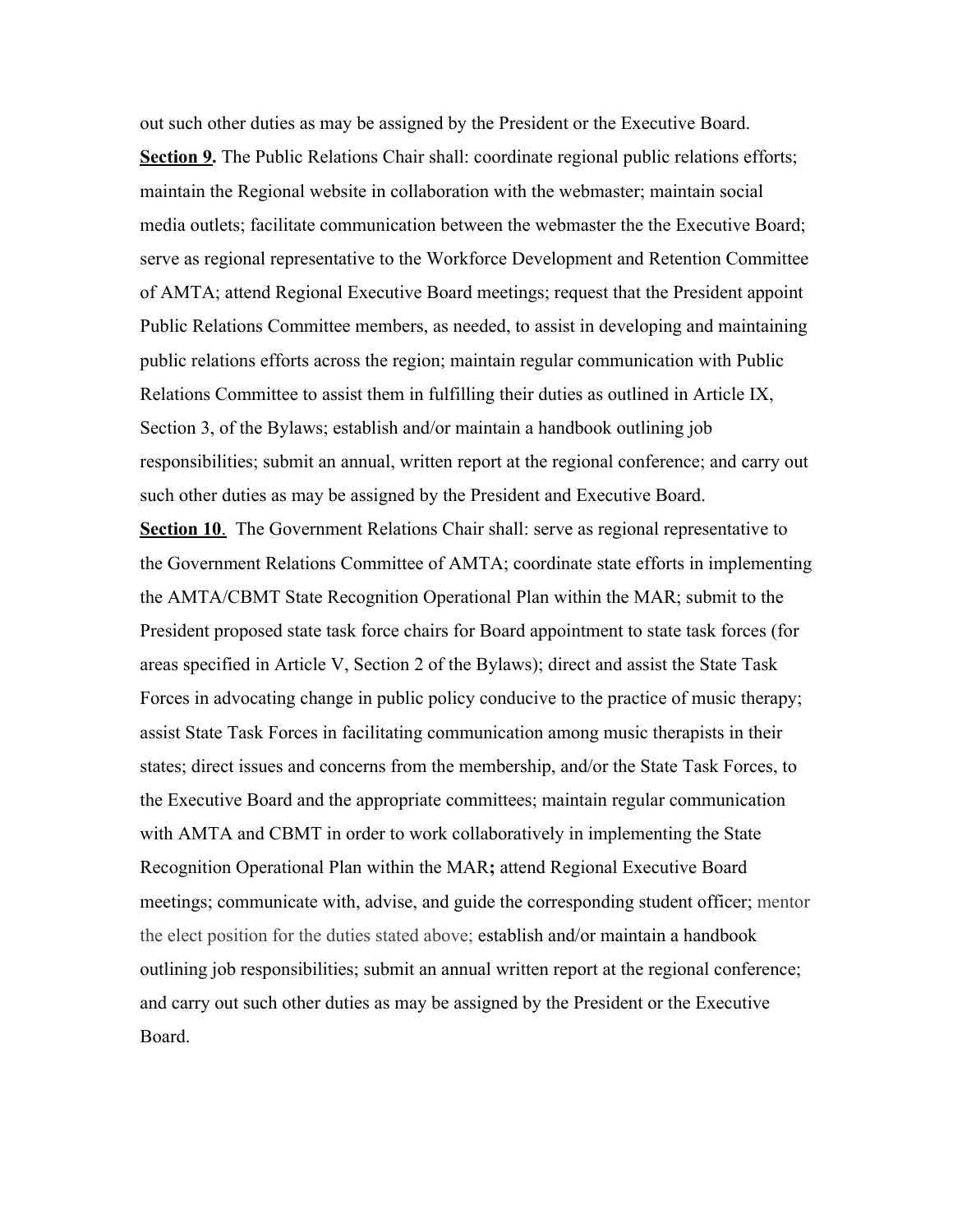out such other duties as may be assigned by the President or the Executive Board.

**Section 9.** The Public Relations Chair shall: coordinate regional public relations efforts; maintain the Regional website in collaboration with the webmaster; maintain social media outlets; facilitate communication between the webmaster the the Executive Board; serve as regional representative to the Workforce Development and Retention Committee of AMTA; attend Regional Executive Board meetings; request that the President appoint Public Relations Committee members, as needed, to assist in developing and maintaining public relations efforts across the region; maintain regular communication with Public Relations Committee to assist them in fulfilling their duties as outlined in Article IX, Section 3, of the Bylaws; establish and/or maintain a handbook outlining job responsibilities; submit an annual, written report at the regional conference; and carry out such other duties as may be assigned by the President and Executive Board.

**Section 10**. The Government Relations Chair shall: serve as regional representative to the Government Relations Committee of AMTA; coordinate state efforts in implementing the AMTA/CBMT State Recognition Operational Plan within the MAR; submit to the President proposed state task force chairs for Board appointment to state task forces (for areas specified in Article V, Section 2 of the Bylaws); direct and assist the State Task Forces in advocating change in public policy conducive to the practice of music therapy; assist State Task Forces in facilitating communication among music therapists in their states; direct issues and concerns from the membership, and/or the State Task Forces, to the Executive Board and the appropriate committees; maintain regular communication with AMTA and CBMT in order to work collaboratively in implementing the State Recognition Operational Plan within the MAR**;** attend Regional Executive Board meetings; communicate with, advise, and guide the corresponding student officer; mentor the elect position for the duties stated above; establish and/or maintain a handbook outlining job responsibilities; submit an annual written report at the regional conference; and carry out such other duties as may be assigned by the President or the Executive Board.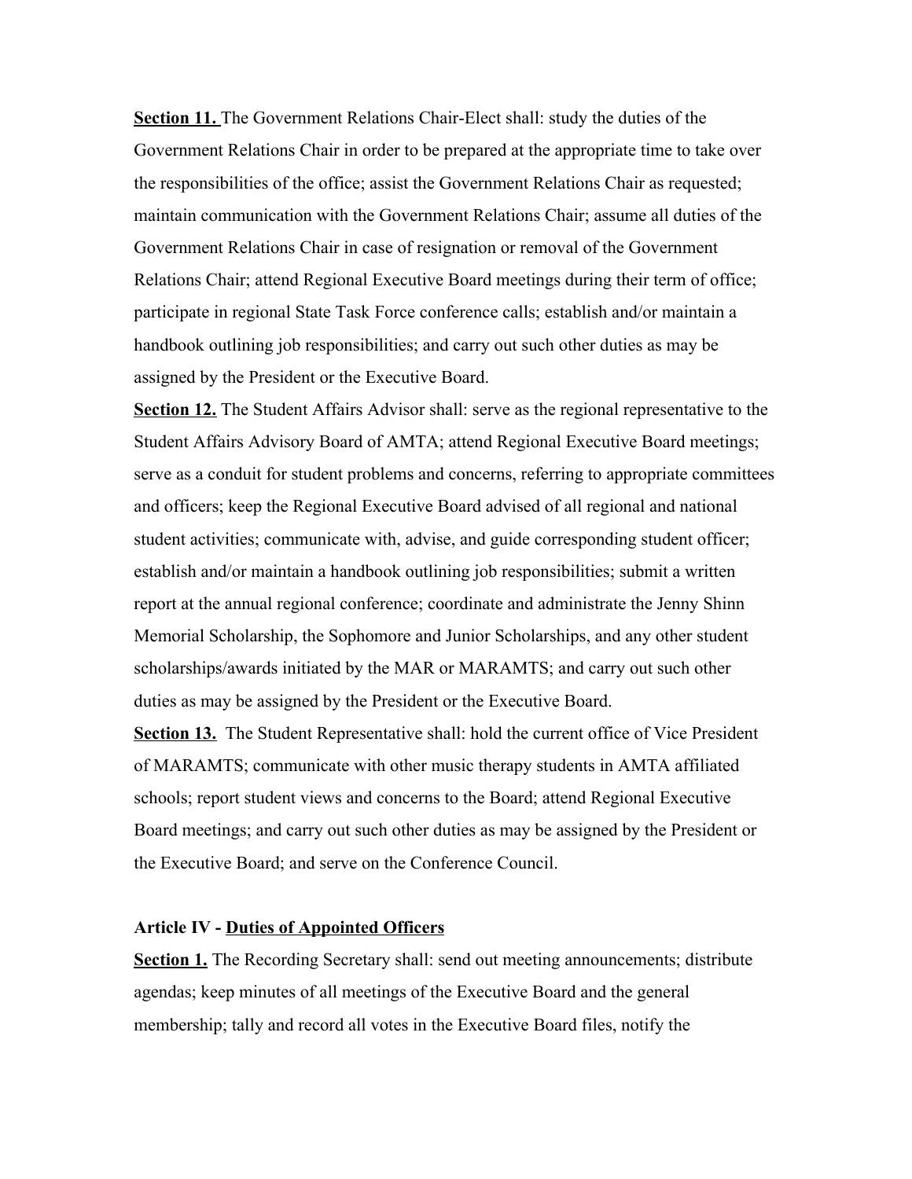**Section 11.** The Government Relations Chair-Elect shall: study the duties of the Government Relations Chair in order to be prepared at the appropriate time to take over the responsibilities of the office; assist the Government Relations Chair as requested; maintain communication with the Government Relations Chair; assume all duties of the Government Relations Chair in case of resignation or removal of the Government Relations Chair; attend Regional Executive Board meetings during their term of office; participate in regional State Task Force conference calls; establish and/or maintain a handbook outlining job responsibilities; and carry out such other duties as may be assigned by the President or the Executive Board.

**Section 12.** The Student Affairs Advisor shall: serve as the regional representative to the Student Affairs Advisory Board of AMTA; attend Regional Executive Board meetings; serve as a conduit for student problems and concerns, referring to appropriate committees and officers; keep the Regional Executive Board advised of all regional and national student activities; communicate with, advise, and guide corresponding student officer; establish and/or maintain a handbook outlining job responsibilities; submit a written report at the annual regional conference; coordinate and administrate the Jenny Shinn Memorial Scholarship, the Sophomore and Junior Scholarships, and any other student scholarships/awards initiated by the MAR or MARAMTS; and carry out such other duties as may be assigned by the President or the Executive Board.

**Section 13.** The Student Representative shall: hold the current office of Vice President of MARAMTS; communicate with other music therapy students in AMTA affiliated schools; report student views and concerns to the Board; attend Regional Executive Board meetings; and carry out such other duties as may be assigned by the President or the Executive Board; and serve on the Conference Council.

## Article IV - Duties of Appointed Officers

**Section 1.** The Recording Secretary shall: send out meeting announcements; distribute agendas; keep minutes of all meetings of the Executive Board and the general membership; tally and record all votes in the Executive Board files, notify the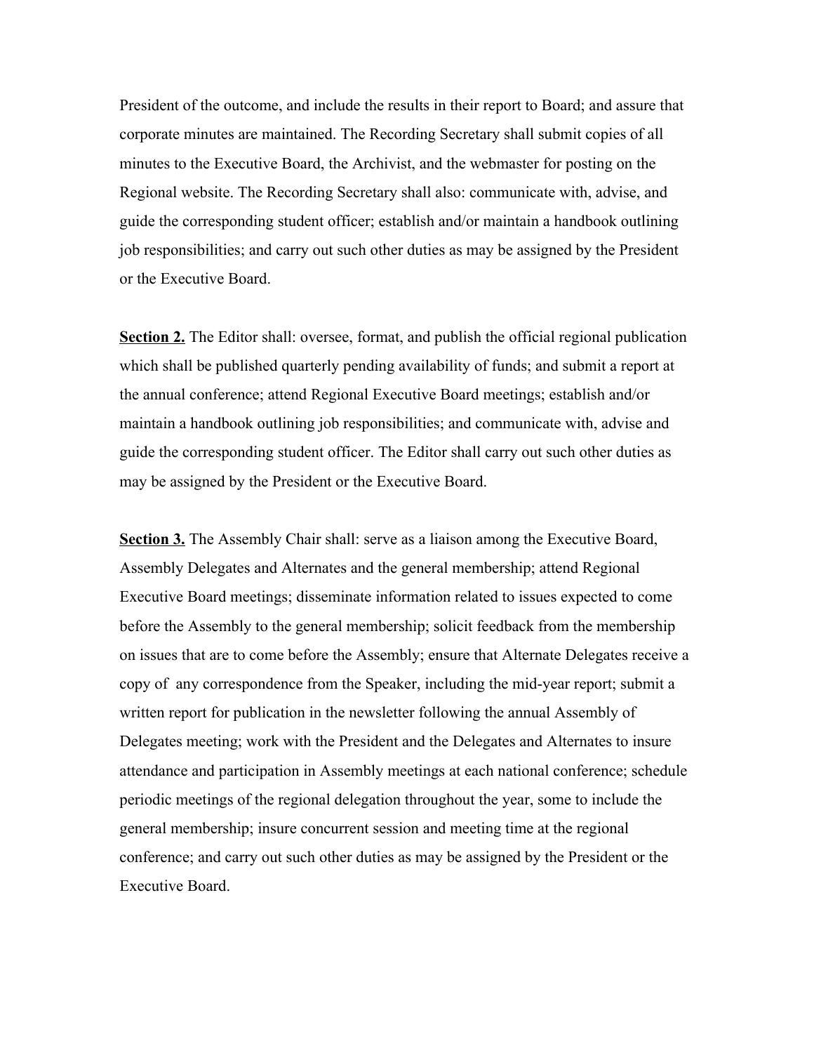President of the outcome, and include the results in their report to Board; and assure that corporate minutes are maintained. The Recording Secretary shall submit copies of all minutes to the Executive Board, the Archivist, and the webmaster for posting on the Regional website. The Recording Secretary shall also: communicate with, advise, and guide the corresponding student officer; establish and/or maintain a handbook outlining job responsibilities; and carry out such other duties as may be assigned by the President or the Executive Board.

**Section 2.** The Editor shall: oversee, format, and publish the official regional publication which shall be published quarterly pending availability of funds; and submit a report at the annual conference; attend Regional Executive Board meetings; establish and/or maintain a handbook outlining job responsibilities; and communicate with, advise and guide the corresponding student officer. The Editor shall carry out such other duties as may be assigned by the President or the Executive Board.

**Section 3.** The Assembly Chair shall: serve as a liaison among the Executive Board, Assembly Delegates and Alternates and the general membership; attend Regional Executive Board meetings; disseminate information related to issues expected to come before the Assembly to the general membership; solicit feedback from the membership on issues that are to come before the Assembly; ensure that Alternate Delegates receive a copy of any correspondence from the Speaker, including the mid-year report; submit a written report for publication in the newsletter following the annual Assembly of Delegates meeting; work with the President and the Delegates and Alternates to insure attendance and participation in Assembly meetings at each national conference; schedule periodic meetings of the regional delegation throughout the year, some to include the general membership; insure concurrent session and meeting time at the regional conference; and carry out such other duties as may be assigned by the President or the Executive Board.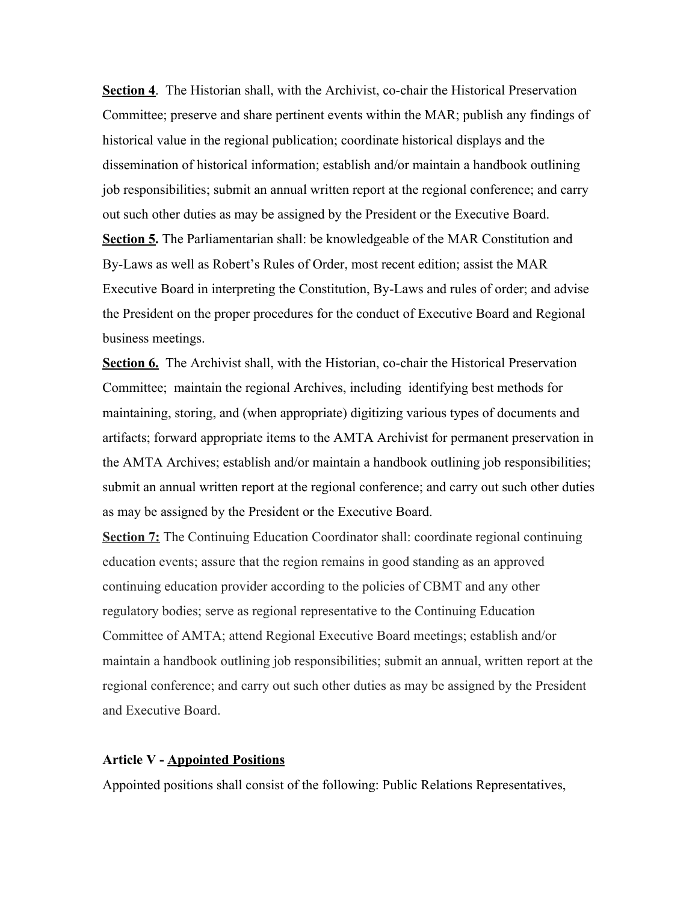**Section 4**. The Historian shall, with the Archivist, co-chair the Historical Preservation Committee; preserve and share pertinent events within the MAR; publish any findings of historical value in the regional publication; coordinate historical displays and the dissemination of historical information; establish and/or maintain a handbook outlining job responsibilities; submit an annual written report at the regional conference; and carry out such other duties as may be assigned by the President or the Executive Board.

**Section 5.** The Parliamentarian shall: be knowledgeable of the MAR Constitution and By-Laws as well as Robert's Rules of Order, most recent edition; assist the MAR Executive Board in interpreting the Constitution, By-Laws and rules of order; and advise the President on the proper procedures for the conduct of Executive Board and Regional business meetings.

**Section 6.** The Archivist shall, with the Historian, co-chair the Historical Preservation Committee; maintain the regional Archives, including identifying best methods for maintaining, storing, and (when appropriate) digitizing various types of documents and artifacts; forward appropriate items to the AMTA Archivist for permanent preservation in the AMTA Archives; establish and/or maintain a handbook outlining job responsibilities; submit an annual written report at the regional conference; and carry out such other duties as may be assigned by the President or the Executive Board.

**Section 7:** The Continuing Education Coordinator shall: coordinate regional continuing education events; assure that the region remains in good standing as an approved continuing education provider according to the policies of CBMT and any other regulatory bodies; serve as regional representative to the Continuing Education Committee of AMTA; attend Regional Executive Board meetings; establish and/or maintain a handbook outlining job responsibilities; submit an annual, written report at the regional conference; and carry out such other duties as may be assigned by the President and Executive Board.

## Article V - Appointed Positions

Appointed positions shall consist of the following: Public Relations Representatives,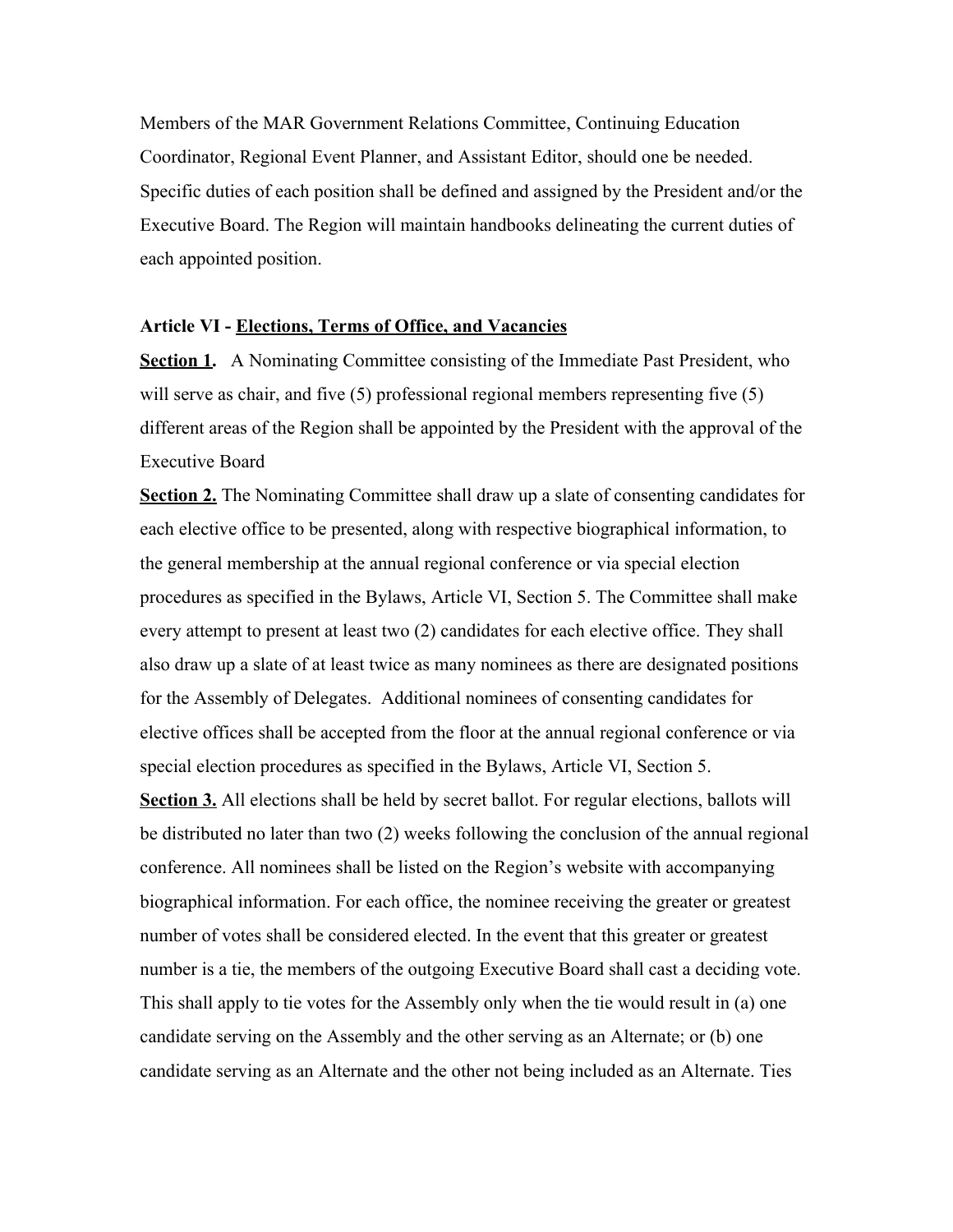Members of the MAR Government Relations Committee, Continuing Education Coordinator, Regional Event Planner, and Assistant Editor, should one be needed. Specific duties of each position shall be defined and assigned by the President and/or the Executive Board. The Region will maintain handbooks delineating the current duties of each appointed position.

### Article VI - Elections, Terms of Office, and Vacancies

**Section 1.** A Nominating Committee consisting of the Immediate Past President, who will serve as chair, and five (5) professional regional members representing five (5) different areas of the Region shall be appointed by the President with the approval of the Executive Board

**Section 2.** The Nominating Committee shall draw up a slate of consenting candidates for each elective office to be presented, along with respective biographical information, to the general membership at the annual regional conference or via special election procedures as specified in the Bylaws, Article VI, Section 5. The Committee shall make every attempt to present at least two (2) candidates for each elective office. They shall also draw up a slate of at least twice as many nominees as there are designated positions for the Assembly of Delegates. Additional nominees of consenting candidates for elective offices shall be accepted from the floor at the annual regional conference or via special election procedures as specified in the Bylaws, Article VI, Section 5.

**Section 3.** All elections shall be held by secret ballot. For regular elections, ballots will be distributed no later than two (2) weeks following the conclusion of the annual regional conference. All nominees shall be listed on the Region's website with accompanying biographical information. For each office, the nominee receiving the greater or greatest number of votes shall be considered elected. In the event that this greater or greatest number is a tie, the members of the outgoing Executive Board shall cast a deciding vote. This shall apply to tie votes for the Assembly only when the tie would result in (a) one candidate serving on the Assembly and the other serving as an Alternate; or (b) one candidate serving as an Alternate and the other not being included as an Alternate. Ties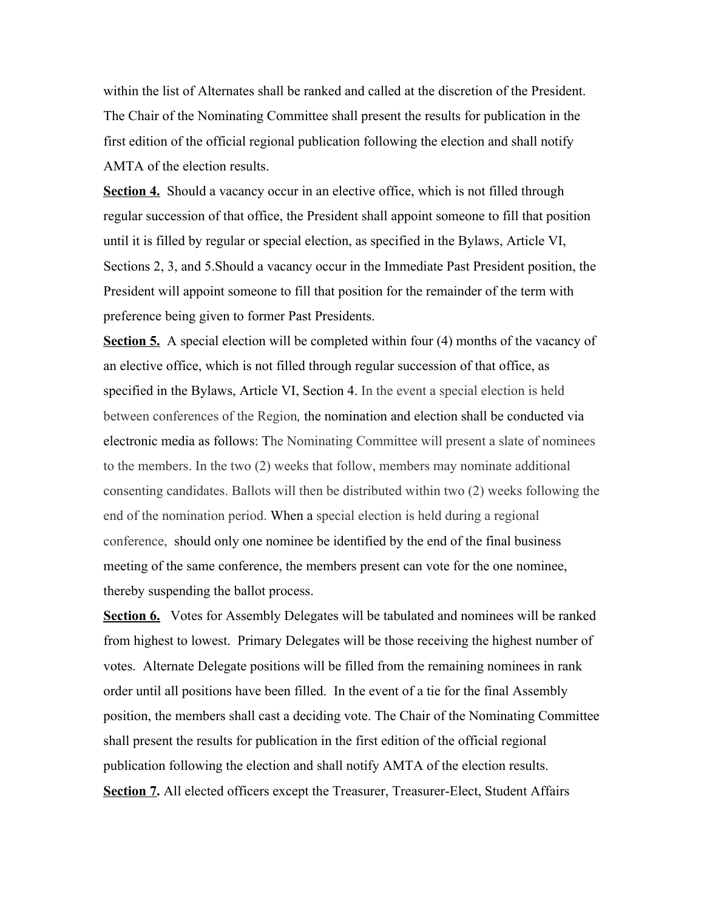within the list of Alternates shall be ranked and called at the discretion of the President. The Chair of the Nominating Committee shall present the results for publication in the first edition of the official regional publication following the election and shall notify AMTA of the election results.

**<u>Section 4.</u>** Should a vacancy occur in an elective office, which is not filled through regular succession of that office, the President shall appoint someone to fill that position until it is filled by regular or special election, as specified in the Bylaws, Article VI, Sections 2, 3, and 5.Should a vacancy occur in the Immediate Past President position, the President will appoint someone to fill that position for the remainder of the term with preference being given to former Past Presidents.

**<u>Section 5.</u>** A special election will be completed within four (4) months of the vacancy of an elective office, which is not filled through regular succession of that office, as specified in the Bylaws, Article VI, Section 4. In the event a special election is held between conferences of the Region, the nomination and election shall be conducted via electronic media as follows: The Nominating Committee will present a slate of nominees to the members. In the two (2) weeks that follow, members may nominate additional consenting candidates. Ballots will then be distributed within two (2) weeks following the end of the nomination period. When a special election is held during a regional conference, should only one nominee be identified by the end of the final business meeting of the same conference, the members present can vote for the one nominee, thereby suspending the ballot process.

**<u>Section 6.</u>** Votes for Assembly Delegates will be tabulated and nominees will be ranked from highest to lowest. Primary Delegates will be those receiving the highest number of votes. Alternate Delegate positions will be filled from the remaining nominees in rank order until all positions have been filled. In the event of a tie for the final Assembly position, the members shall cast a deciding vote. The Chair of the Nominating Committee shall present the results for publication in the first edition of the official regional publication following the election and shall notify AMTA of the election results.

**<u>Section 7</u>.** All elected officers except the Treasurer, Treasurer-Elect, Student Affairs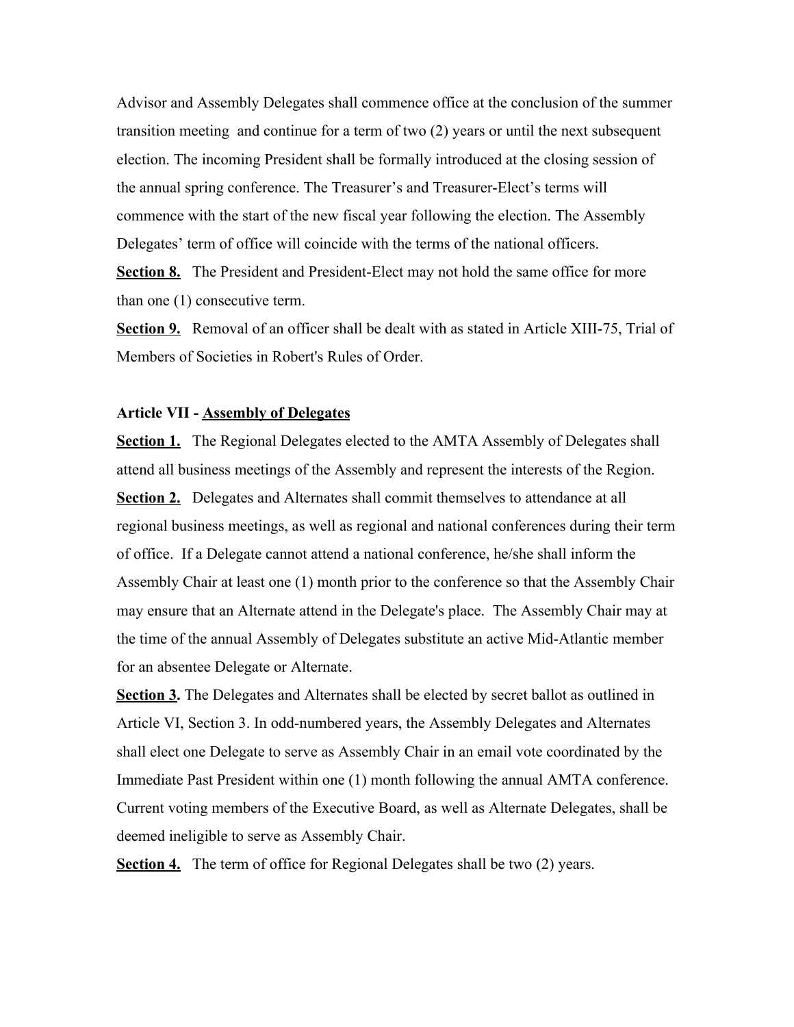Advisor and Assembly Delegates shall commence office at the conclusion of the summer transition meeting and continue for a term of two (2) years or until the next subsequent election. The incoming President shall be formally introduced at the closing session of the annual spring conference. The Treasurer's and Treasurer-Elect's terms will commence with the start of the new fiscal year following the election. The Assembly Delegates' term of office will coincide with the terms of the national officers.

**Section 8.** The President and President-Elect may not hold the same office for more than one (1) consecutive term.

**Section 9.** Removal of an officer shall be dealt with as stated in Article XIII-75, Trial of Members of Societies in Robert's Rules of Order.

**Article VII - Assembly of Delegates**

**Section 1.** The Regional Delegates elected to the AMTA Assembly of Delegates shall attend all business meetings of the Assembly and represent the interests of the Region.

**Section 2.** Delegates and Alternates shall commit themselves to attendance at all regional business meetings, as well as regional and national conferences during their term of office. If a Delegate cannot attend a national conference, he/she shall inform the Assembly Chair at least one (1) month prior to the conference so that the Assembly Chair may ensure that an Alternate attend in the Delegate's place. The Assembly Chair may at the time of the annual Assembly of Delegates substitute an active Mid-Atlantic member for an absentee Delegate or Alternate.

**Section 3.** The Delegates and Alternates shall be elected by secret ballot as outlined in Article VI, Section 3. In odd-numbered years, the Assembly Delegates and Alternates shall elect one Delegate to serve as Assembly Chair in an email vote coordinated by the Immediate Past President within one (1) month following the annual AMTA conference. Current voting members of the Executive Board, as well as Alternate Delegates, shall be deemed ineligible to serve as Assembly Chair.

**Section 4.** The term of office for Regional Delegates shall be two (2) years.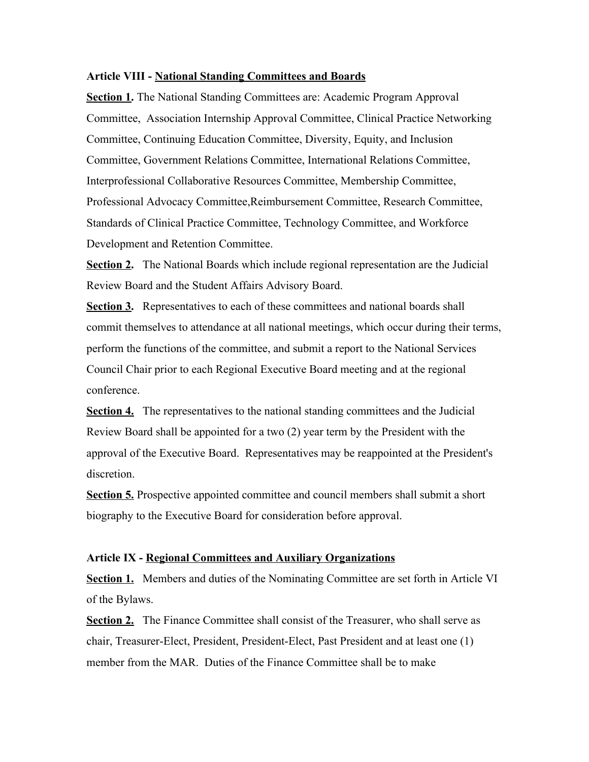**Article VIII - National Standing Committees and Boards**

**Section 1.** The National Standing Committees are: Academic Program Approval Committee, Association Internship Approval Committee, Clinical Practice Networking Committee, Continuing Education Committee, Diversity, Equity, and Inclusion Committee, Government Relations Committee, International Relations Committee, Interprofessional Collaborative Resources Committee, Membership Committee, Professional Advocacy Committee,Reimbursement Committee, Research Committee, Standards of Clinical Practice Committee, Technology Committee, and Workforce Development and Retention Committee.

**Section 2.** The National Boards which include regional representation are the Judicial Review Board and the Student Affairs Advisory Board.

**Section 3.** Representatives to each of these committees and national boards shall commit themselves to attendance at all national meetings, which occur during their terms, perform the functions of the committee, and submit a report to the National Services Council Chair prior to each Regional Executive Board meeting and at the regional conference.

**Section 4.** The representatives to the national standing committees and the Judicial Review Board shall be appointed for a two (2) year term by the President with the approval of the Executive Board. Representatives may be reappointed at the President's discretion.

**Section 5.** Prospective appointed committee and council members shall submit a short biography to the Executive Board for consideration before approval.

**Article IX - Regional Committees and Auxiliary Organizations**

**Section 1.** Members and duties of the Nominating Committee are set forth in Article VI of the Bylaws.

**Section 2.** The Finance Committee shall consist of the Treasurer, who shall serve as chair, Treasurer-Elect, President, President-Elect, Past President and at least one (1) member from the MAR. Duties of the Finance Committee shall be to make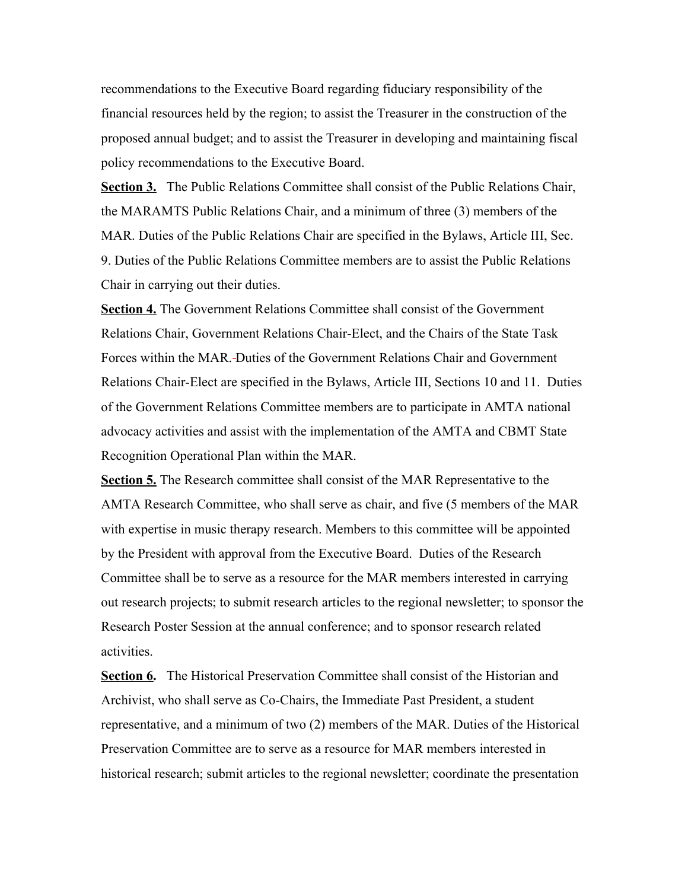recommendations to the Executive Board regarding fiduciary responsibility of the financial resources held by the region; to assist the Treasurer in the construction of the proposed annual budget; and to assist the Treasurer in developing and maintaining fiscal policy recommendations to the Executive Board.

**Section 3.** The Public Relations Committee shall consist of the Public Relations Chair, the MARAMTS Public Relations Chair, and a minimum of three (3) members of the MAR. Duties of the Public Relations Chair are specified in the Bylaws, Article III, Sec. 9. Duties of the Public Relations Committee members are to assist the Public Relations Chair in carrying out their duties.

**Section 4.** The Government Relations Committee shall consist of the Government Relations Chair, Government Relations Chair-Elect, and the Chairs of the State Task Forces within the MAR. Duties of the Government Relations Chair and Government Relations Chair-Elect are specified in the Bylaws, Article III, Sections 10 and 11. Duties of the Government Relations Committee members are to participate in AMTA national advocacy activities and assist with the implementation of the AMTA and CBMT State Recognition Operational Plan within the MAR.

**Section 5.** The Research committee shall consist of the MAR Representative to the AMTA Research Committee, who shall serve as chair, and five (5 members of the MAR with expertise in music therapy research. Members to this committee will be appointed by the President with approval from the Executive Board. Duties of the Research Committee shall be to serve as a resource for the MAR members interested in carrying out research projects; to submit research articles to the regional newsletter; to sponsor the Research Poster Session at the annual conference; and to sponsor research related activities.

**Section 6.** The Historical Preservation Committee shall consist of the Historian and Archivist, who shall serve as Co-Chairs, the Immediate Past President, a student representative, and a minimum of two (2) members of the MAR. Duties of the Historical Preservation Committee are to serve as a resource for MAR members interested in historical research; submit articles to the regional newsletter; coordinate the presentation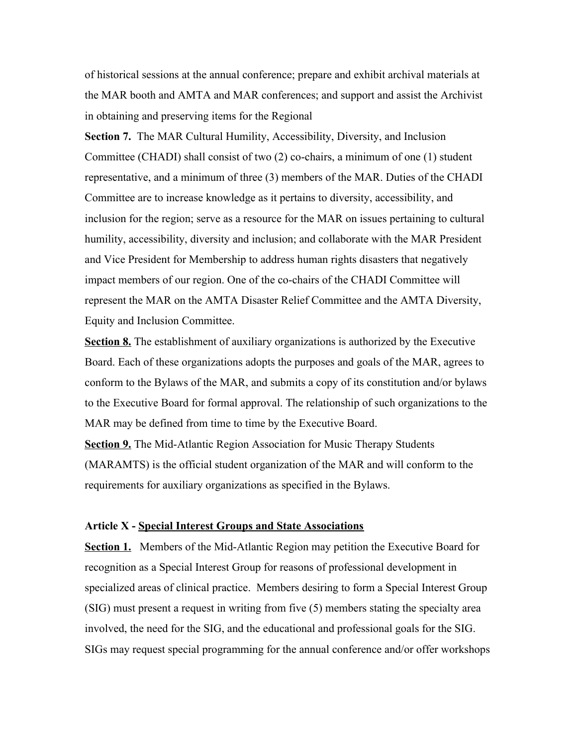of historical sessions at the annual conference; prepare and exhibit archival materials at the MAR booth and AMTA and MAR conferences; and support and assist the Archivist in obtaining and preserving items for the Regional

**Section 7.** The MAR Cultural Humility, Accessibility, Diversity, and Inclusion Committee (CHADI) shall consist of two (2) co-chairs, a minimum of one (1) student representative, and a minimum of three (3) members of the MAR. Duties of the CHADI Committee are to increase knowledge as it pertains to diversity, accessibility, and inclusion for the region; serve as a resource for the MAR on issues pertaining to cultural humility, accessibility, diversity and inclusion; and collaborate with the MAR President and Vice President for Membership to address human rights disasters that negatively impact members of our region. One of the co-chairs of the CHADI Committee will represent the MAR on the AMTA Disaster Relief Committee and the AMTA Diversity, Equity and Inclusion Committee.

**Section 8.** The establishment of auxiliary organizations is authorized by the Executive Board. Each of these organizations adopts the purposes and goals of the MAR, agrees to conform to the Bylaws of the MAR, and submits a copy of its constitution and/or bylaws to the Executive Board for formal approval. The relationship of such organizations to the MAR may be defined from time to time by the Executive Board.

**Section 9.** The Mid-Atlantic Region Association for Music Therapy Students (MARAMTS) is the official student organization of the MAR and will conform to the requirements for auxiliary organizations as specified in the Bylaws.

### Article X - Special Interest Groups and State Associations

**Section 1.** Members of the Mid-Atlantic Region may petition the Executive Board for recognition as a Special Interest Group for reasons of professional development in specialized areas of clinical practice. Members desiring to form a Special Interest Group (SIG) must present a request in writing from five (5) members stating the specialty area involved, the need for the SIG, and the educational and professional goals for the SIG. SIGs may request special programming for the annual conference and/or offer workshops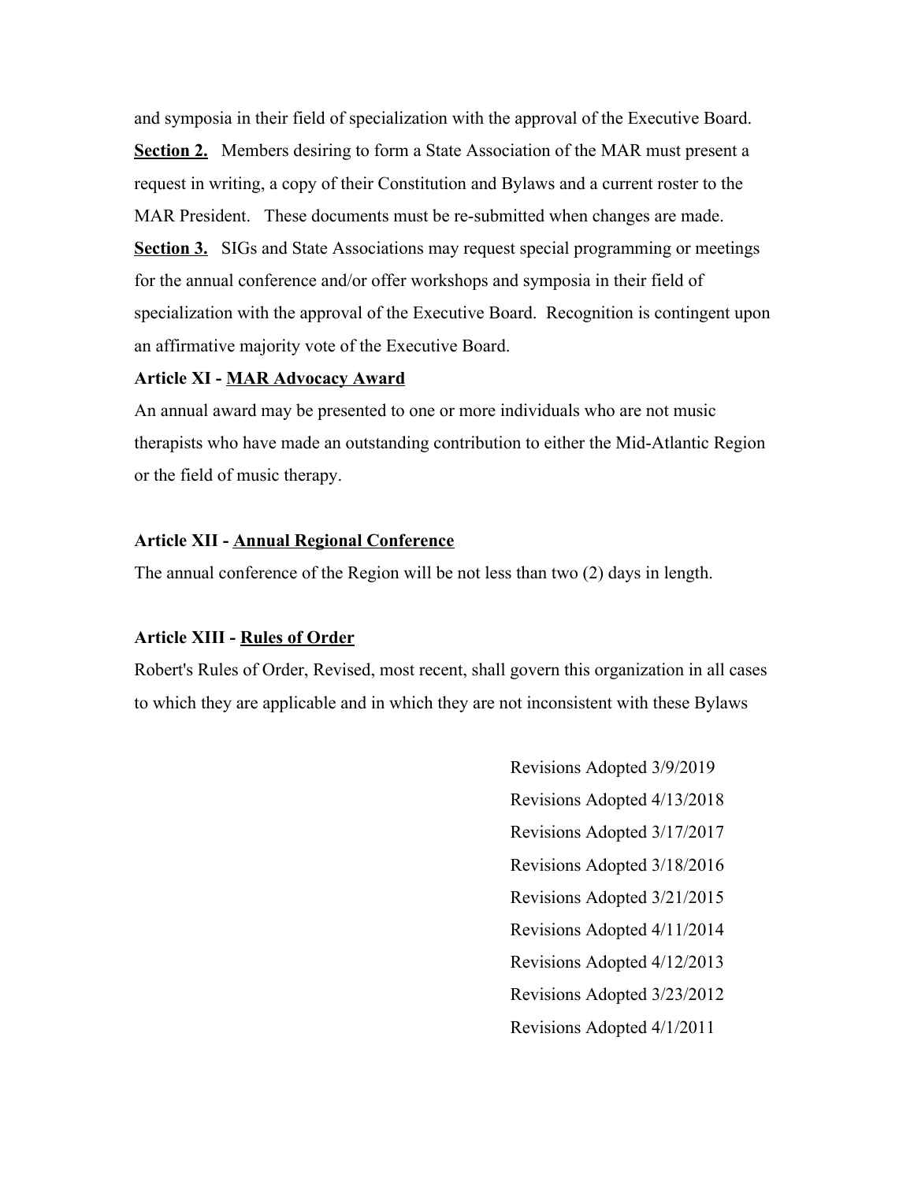and symposia in their field of specialization with the approval of the Executive Board.

**Section 2.** Members desiring to form a State Association of the MAR must present a request in writing, a copy of their Constitution and Bylaws and a current roster to the MAR President. These documents must be re-submitted when changes are made.

**Section 3.** SIGs and State Associations may request special programming or meetings for the annual conference and/or offer workshops and symposia in their field of specialization with the approval of the Executive Board. Recognition is contingent upon an affirmative majority vote of the Executive Board.

**Article XI - MAR Advocacy Award**

An annual award may be presented to one or more individuals who are not music therapists who have made an outstanding contribution to either the Mid-Atlantic Region or the field of music therapy.

**Article XII - Annual Regional Conference**

The annual conference of the Region will be not less than two (2) days in length.

**Article XIII - Rules of Order**

Robert's Rules of Order, Revised, most recent, shall govern this organization in all cases to which they are applicable and in which they are not inconsistent with these Bylaws

Revisions Adopted 3/9/2019
Revisions Adopted 4/13/2018
Revisions Adopted 3/17/2017
Revisions Adopted 3/18/2016
Revisions Adopted 3/21/2015
Revisions Adopted 4/11/2014
Revisions Adopted 4/12/2013
Revisions Adopted 3/23/2012
Revisions Adopted 4/1/2011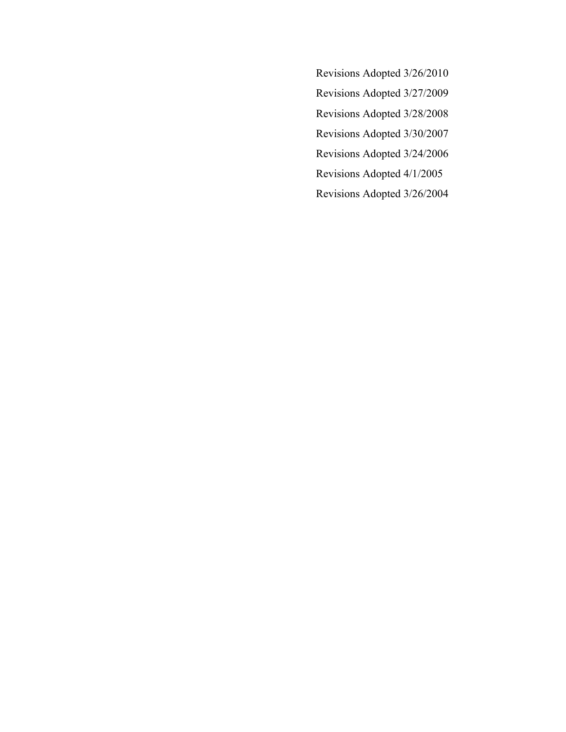Revisions Adopted 3/26/2010

Revisions Adopted 3/27/2009

Revisions Adopted 3/28/2008

Revisions Adopted 3/30/2007

Revisions Adopted 3/24/2006

Revisions Adopted 4/1/2005

Revisions Adopted 3/26/2004